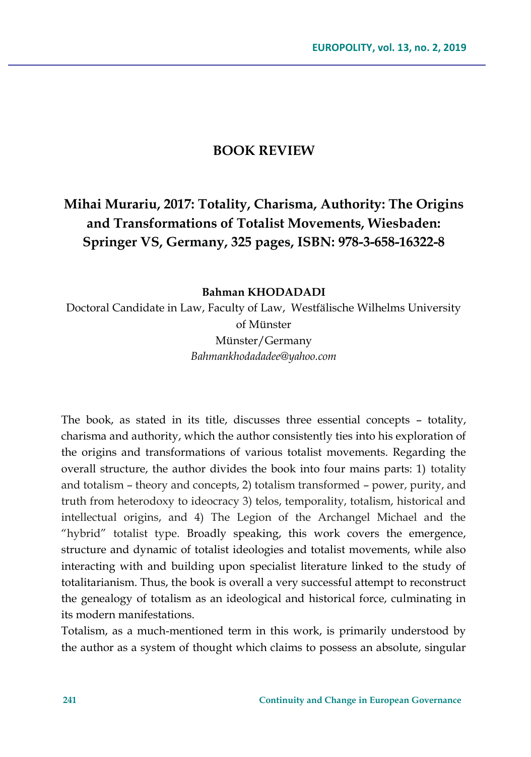## BOOK REVIEW

# Mihai Murariu, 2017: Totality, Charisma, Authority: The Origins and Transformations of Totalist Movements, Wiesbaden: Springer VS, Germany, 325 pages, ISBN: 978-3-658-16322-8

**Bahman KHODADADI**

Doctoral Candidate in Law, Faculty of Law, Westfälische Wilhelms University of Münster

Münster/Germany

*Bahmankhodadadee@yahoo.com*

The book, as stated in its title, discusses three essential concepts – totality, charisma and authority, which the author consistently ties into his exploration of the origins and transformations of various totalist movements. Regarding the overall structure, the author divides the book into four mains parts: 1) totality and totalism – theory and concepts, 2) totalism transformed – power, purity, and truth from heterodoxy to ideocracy 3) telos, temporality, totalism, historical and intellectual origins, and 4) The Legion of the Archangel Michael and the "hybrid" totalist type. Broadly speaking, this work covers the emergence, structure and dynamic of totalist ideologies and totalist movements, while also interacting with and building upon specialist literature linked to the study of totalitarianism. Thus, the book is overall a very successful attempt to reconstruct the genealogy of totalism as an ideological and historical force, culminating in its modern manifestations.

Totalism, as a much-mentioned term in this work, is primarily understood by the author as a system of thought which claims to possess an absolute, singular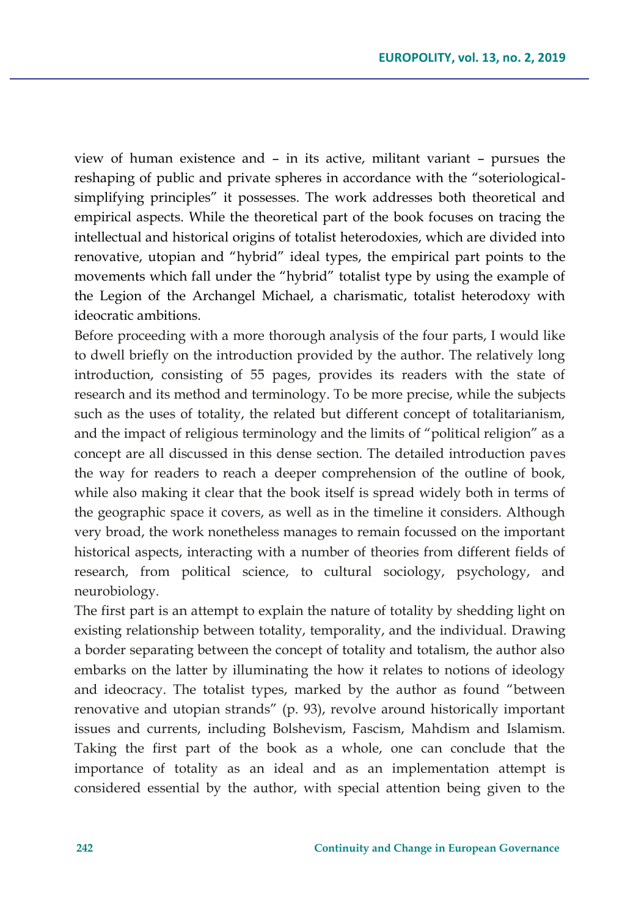view of human existence and – in its active, militant variant – pursues the reshaping of public and private spheres in accordance with the "soteriological-simplifying principles" it possesses. The work addresses both theoretical and empirical aspects. While the theoretical part of the book focuses on tracing the intellectual and historical origins of totalist heterodoxies, which are divided into renovative, utopian and "hybrid" ideal types, the empirical part points to the movements which fall under the "hybrid" totalist type by using the example of the Legion of the Archangel Michael, a charismatic, totalist heterodoxy with ideocratic ambitions.

Before proceeding with a more thorough analysis of the four parts, I would like to dwell briefly on the introduction provided by the author. The relatively long introduction, consisting of 55 pages, provides its readers with the state of research and its method and terminology. To be more precise, while the subjects such as the uses of totality, the related but different concept of totalitarianism, and the impact of religious terminology and the limits of "political religion" as a concept are all discussed in this dense section. The detailed introduction paves the way for readers to reach a deeper comprehension of the outline of book, while also making it clear that the book itself is spread widely both in terms of the geographic space it covers, as well as in the timeline it considers. Although very broad, the work nonetheless manages to remain focussed on the important historical aspects, interacting with a number of theories from different fields of research, from political science, to cultural sociology, psychology, and neurobiology.

The first part is an attempt to explain the nature of totality by shedding light on existing relationship between totality, temporality, and the individual. Drawing a border separating between the concept of totality and totalism, the author also embarks on the latter by illuminating the how it relates to notions of ideology and ideocracy. The totalist types, marked by the author as found "between renovative and utopian strands" (p. 93), revolve around historically important issues and currents, including Bolshevism, Fascism, Mahdism and Islamism. Taking the first part of the book as a whole, one can conclude that the importance of totality as an ideal and as an implementation attempt is considered essential by the author, with special attention being given to the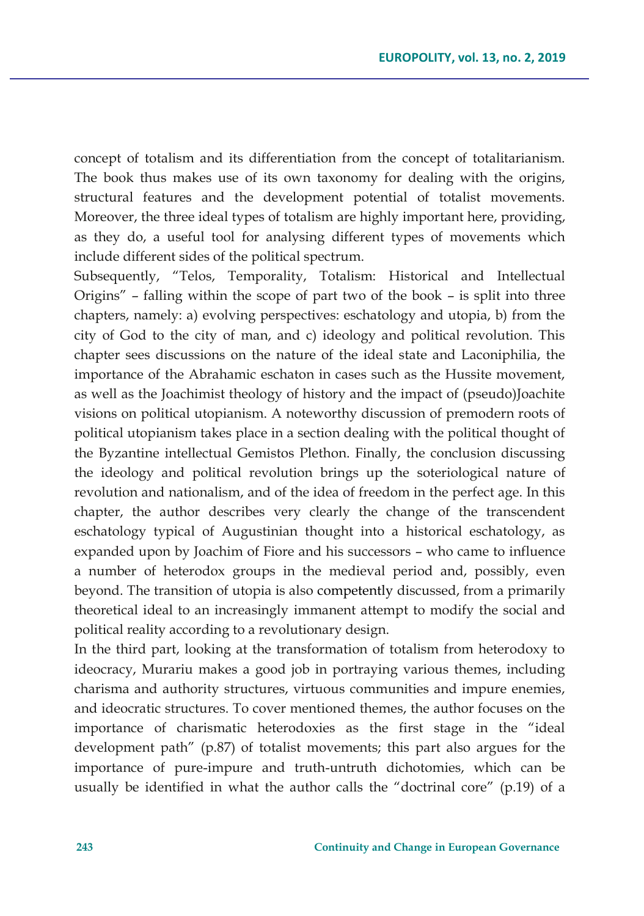concept of totalism and its differentiation from the concept of totalitarianism. The book thus makes use of its own taxonomy for dealing with the origins, structural features and the development potential of totalist movements. Moreover, the three ideal types of totalism are highly important here, providing, as they do, a useful tool for analysing different types of movements which include different sides of the political spectrum.

Subsequently, "Telos, Temporality, Totalism: Historical and Intellectual Origins" – falling within the scope of part two of the book – is split into three chapters, namely: a) evolving perspectives: eschatology and utopia, b) from the city of God to the city of man, and c) ideology and political revolution. This chapter sees discussions on the nature of the ideal state and Laconiphilia, the importance of the Abrahamic eschaton in cases such as the Hussite movement, as well as the Joachimist theology of history and the impact of (pseudo)Joachite visions on political utopianism. A noteworthy discussion of premodern roots of political utopianism takes place in a section dealing with the political thought of the Byzantine intellectual Gemistos Plethon. Finally, the conclusion discussing the ideology and political revolution brings up the soteriological nature of revolution and nationalism, and of the idea of freedom in the perfect age. In this chapter, the author describes very clearly the change of the transcendent eschatology typical of Augustinian thought into a historical eschatology, as expanded upon by Joachim of Fiore and his successors – who came to influence a number of heterodox groups in the medieval period and, possibly, even beyond. The transition of utopia is also competently discussed, from a primarily theoretical ideal to an increasingly immanent attempt to modify the social and political reality according to a revolutionary design.

In the third part, looking at the transformation of totalism from heterodoxy to ideocracy, Murariu makes a good job in portraying various themes, including charisma and authority structures, virtuous communities and impure enemies, and ideocratic structures. To cover mentioned themes, the author focuses on the importance of charismatic heterodoxies as the first stage in the "ideal development path" (p.87) of totalist movements; this part also argues for the importance of pure-impure and truth-untruth dichotomies, which can be usually be identified in what the author calls the "doctrinal core" (p.19) of a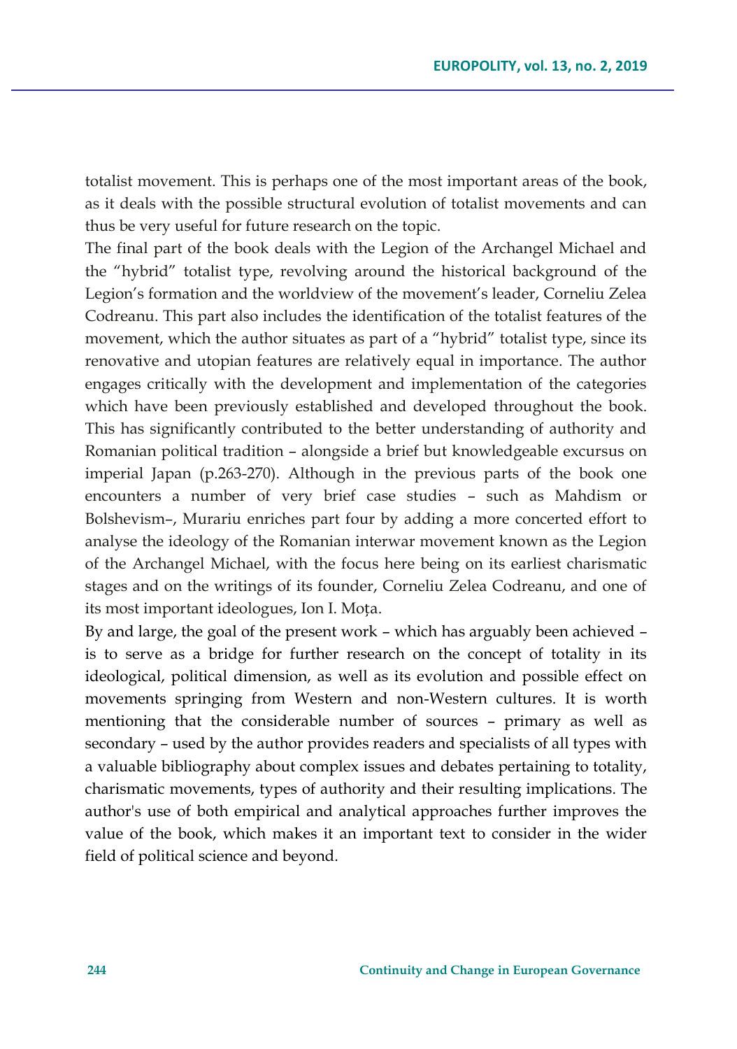totalist movement. This is perhaps one of the most important areas of the book, as it deals with the possible structural evolution of totalist movements and can thus be very useful for future research on the topic.

The final part of the book deals with the Legion of the Archangel Michael and the "hybrid" totalist type, revolving around the historical background of the Legion's formation and the worldview of the movement's leader, Corneliu Zelea Codreanu. This part also includes the identification of the totalist features of the movement, which the author situates as part of a "hybrid" totalist type, since its renovative and utopian features are relatively equal in importance. The author engages critically with the development and implementation of the categories which have been previously established and developed throughout the book. This has significantly contributed to the better understanding of authority and Romanian political tradition – alongside a brief but knowledgeable excursus on imperial Japan (p.263-270). Although in the previous parts of the book one encounters a number of very brief case studies – such as Mahdism or Bolshevism–, Murariu enriches part four by adding a more concerted effort to analyse the ideology of the Romanian interwar movement known as the Legion of the Archangel Michael, with the focus here being on its earliest charismatic stages and on the writings of its founder, Corneliu Zelea Codreanu, and one of its most important ideologues, Ion I. Moța.

By and large, the goal of the present work – which has arguably been achieved – is to serve as a bridge for further research on the concept of totality in its ideological, political dimension, as well as its evolution and possible effect on movements springing from Western and non-Western cultures. It is worth mentioning that the considerable number of sources – primary as well as secondary – used by the author provides readers and specialists of all types with a valuable bibliography about complex issues and debates pertaining to totality, charismatic movements, types of authority and their resulting implications. The author's use of both empirical and analytical approaches further improves the value of the book, which makes it an important text to consider in the wider field of political science and beyond.